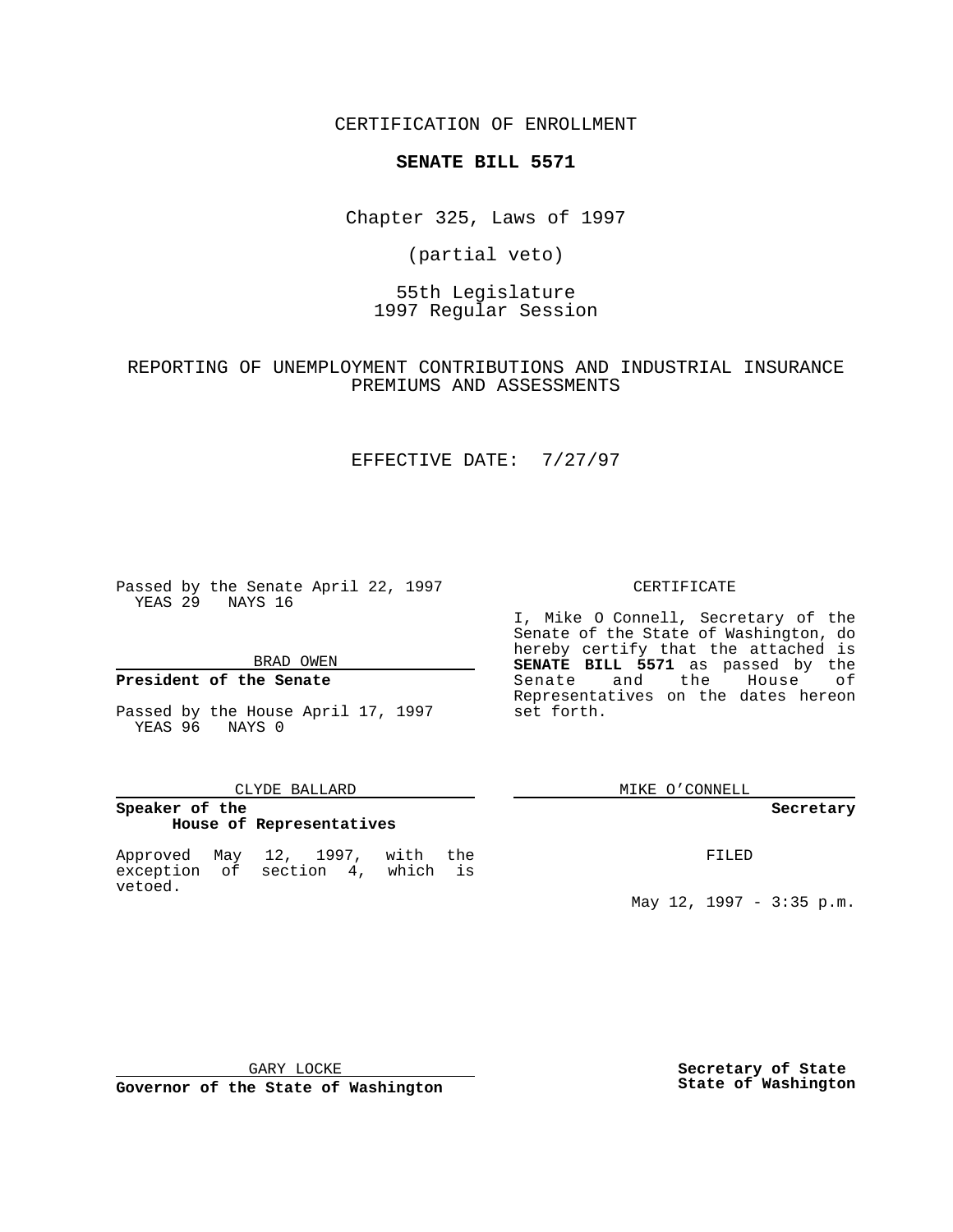CERTIFICATION OF ENROLLMENT

**SENATE BILL 5571**

Chapter 325, Laws of 1997

(partial veto)

55th Legislature
1997 Regular Session

REPORTING OF UNEMPLOYMENT CONTRIBUTIONS AND INDUSTRIAL INSURANCE PREMIUMS AND ASSESSMENTS

EFFECTIVE DATE: 7/27/97

Passed by the Senate April 22, 1997
YEAS 29 NAYS 16

BRAD OWEN

**President of the Senate**

Passed by the House April 17, 1997
YEAS 96 NAYS 0

CLYDE BALLARD

**Speaker of the House of Representatives**

Approved May 12, 1997, with the exception of section 4, which is vetoed.

GARY LOCKE

**Governor of the State of Washington**

CERTIFICATE

I, Mike O Connell, Secretary of the Senate of the State of Washington, do hereby certify that the attached is **SENATE BILL 5571** as passed by the Senate and the House of Representatives on the dates hereon set forth.

MIKE O'CONNELL

**Secretary**

FILED

May 12, 1997 - 3:35 p.m.

**Secretary of State State of Washington**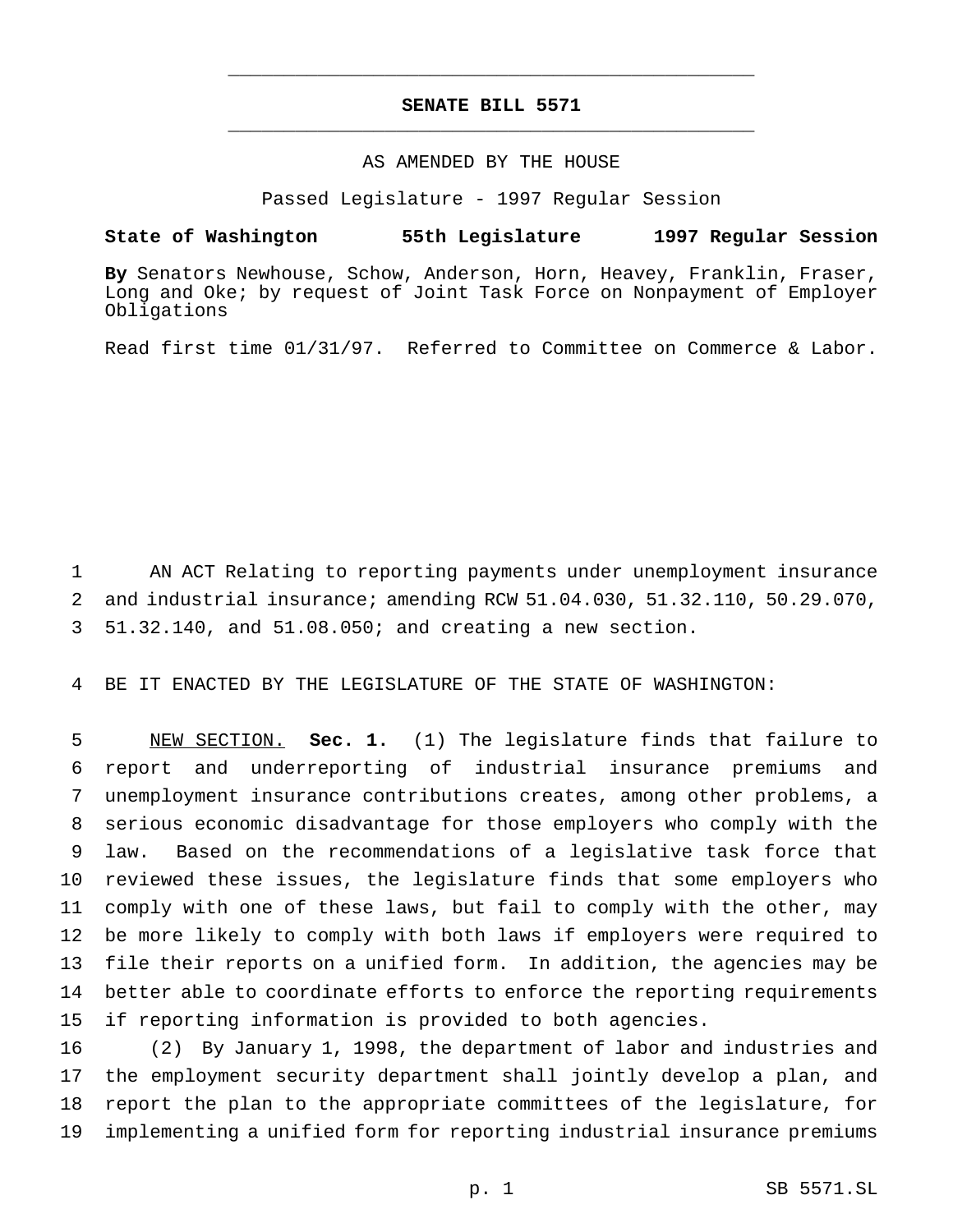# SENATE BILL 5571

AS AMENDED BY THE HOUSE

Passed Legislature - 1997 Regular Session

**State of Washington 55th Legislature 1997 Regular Session**

**By** Senators Newhouse, Schow, Anderson, Horn, Heavey, Franklin, Fraser, Long and Oke; by request of Joint Task Force on Nonpayment of Employer Obligations

Read first time 01/31/97. Referred to Committee on Commerce & Labor.

1 AN ACT Relating to reporting payments under unemployment insurance
2 and industrial insurance; amending RCW 51.04.030, 51.32.110, 50.29.070,
3 51.32.140, and 51.08.050; and creating a new section.

4 BE IT ENACTED BY THE LEGISLATURE OF THE STATE OF WASHINGTON:

5 NEW SECTION. **Sec. 1.** (1) The legislature finds that failure to
6 report and underreporting of industrial insurance premiums and
7 unemployment insurance contributions creates, among other problems, a
8 serious economic disadvantage for those employers who comply with the
9 law. Based on the recommendations of a legislative task force that
10 reviewed these issues, the legislature finds that some employers who
11 comply with one of these laws, but fail to comply with the other, may
12 be more likely to comply with both laws if employers were required to
13 file their reports on a unified form. In addition, the agencies may be
14 better able to coordinate efforts to enforce the reporting requirements
15 if reporting information is provided to both agencies.

16 (2) By January 1, 1998, the department of labor and industries and
17 the employment security department shall jointly develop a plan, and
18 report the plan to the appropriate committees of the legislature, for
19 implementing a unified form for reporting industrial insurance premiums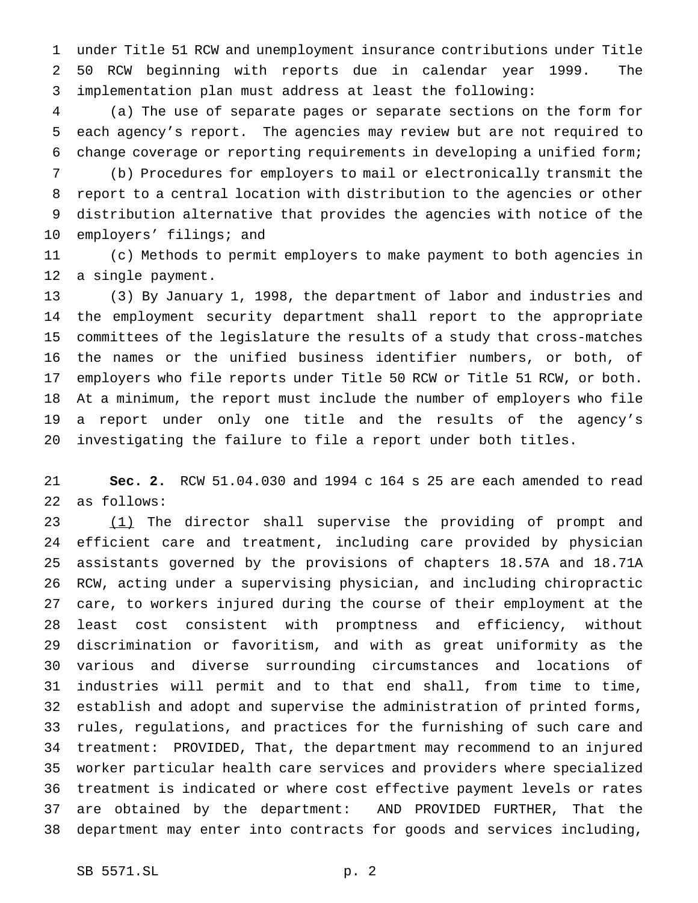under Title 51 RCW and unemployment insurance contributions under Title 50 RCW beginning with reports due in calendar year 1999. The implementation plan must address at least the following:

(a) The use of separate pages or separate sections on the form for each agency's report. The agencies may review but are not required to change coverage or reporting requirements in developing a unified form;

(b) Procedures for employers to mail or electronically transmit the report to a central location with distribution to the agencies or other distribution alternative that provides the agencies with notice of the employers' filings; and

(c) Methods to permit employers to make payment to both agencies in a single payment.

(3) By January 1, 1998, the department of labor and industries and the employment security department shall report to the appropriate committees of the legislature the results of a study that cross-matches the names or the unified business identifier numbers, or both, of employers who file reports under Title 50 RCW or Title 51 RCW, or both. At a minimum, the report must include the number of employers who file a report under only one title and the results of the agency's investigating the failure to file a report under both titles.

**Sec. 2.** RCW 51.04.030 and 1994 c 164 s 25 are each amended to read as follows:

(1) The director shall supervise the providing of prompt and efficient care and treatment, including care provided by physician assistants governed by the provisions of chapters 18.57A and 18.71A RCW, acting under a supervising physician, and including chiropractic care, to workers injured during the course of their employment at the least cost consistent with promptness and efficiency, without discrimination or favoritism, and with as great uniformity as the various and diverse surrounding circumstances and locations of industries will permit and to that end shall, from time to time, establish and adopt and supervise the administration of printed forms, rules, regulations, and practices for the furnishing of such care and treatment: PROVIDED, That, the department may recommend to an injured worker particular health care services and providers where specialized treatment is indicated or where cost effective payment levels or rates are obtained by the department: AND PROVIDED FURTHER, That the department may enter into contracts for goods and services including,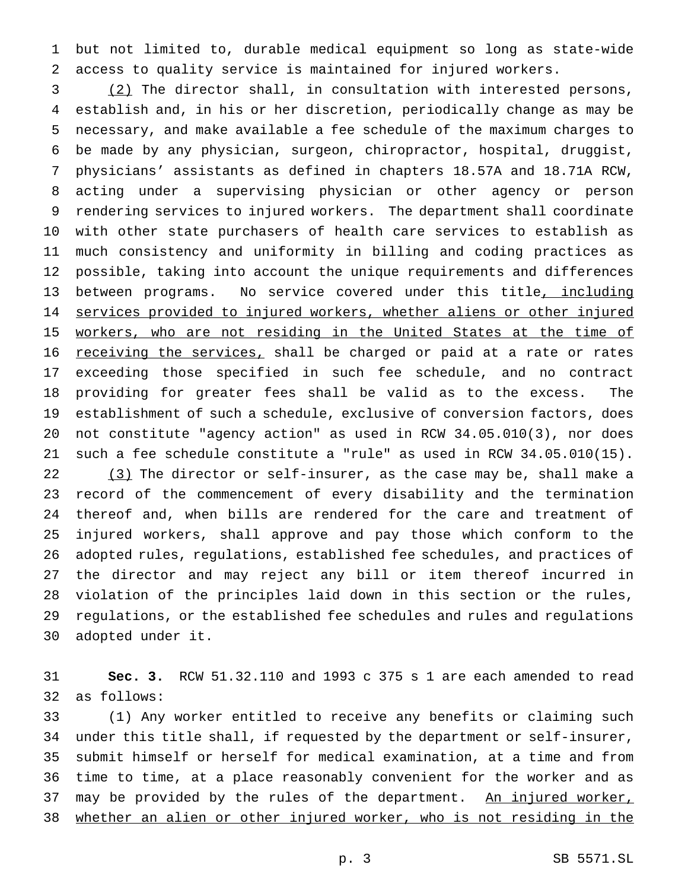but not limited to, durable medical equipment so long as state-wide access to quality service is maintained for injured workers.

(2) The director shall, in consultation with interested persons, establish and, in his or her discretion, periodically change as may be necessary, and make available a fee schedule of the maximum charges to be made by any physician, surgeon, chiropractor, hospital, druggist, physicians' assistants as defined in chapters 18.57A and 18.71A RCW, acting under a supervising physician or other agency or person rendering services to injured workers. The department shall coordinate with other state purchasers of health care services to establish as much consistency and uniformity in billing and coding practices as possible, taking into account the unique requirements and differences between programs. No service covered under this title, including services provided to injured workers, whether aliens or other injured workers, who are not residing in the United States at the time of receiving the services, shall be charged or paid at a rate or rates exceeding those specified in such fee schedule, and no contract providing for greater fees shall be valid as to the excess. The establishment of such a schedule, exclusive of conversion factors, does not constitute "agency action" as used in RCW 34.05.010(3), nor does such a fee schedule constitute a "rule" as used in RCW 34.05.010(15).

(3) The director or self-insurer, as the case may be, shall make a record of the commencement of every disability and the termination thereof and, when bills are rendered for the care and treatment of injured workers, shall approve and pay those which conform to the adopted rules, regulations, established fee schedules, and practices of the director and may reject any bill or item thereof incurred in violation of the principles laid down in this section or the rules, regulations, or the established fee schedules and rules and regulations adopted under it.

**Sec. 3.** RCW 51.32.110 and 1993 c 375 s 1 are each amended to read as follows:

(1) Any worker entitled to receive any benefits or claiming such under this title shall, if requested by the department or self-insurer, submit himself or herself for medical examination, at a time and from time to time, at a place reasonably convenient for the worker and as may be provided by the rules of the department. An injured worker, whether an alien or other injured worker, who is not residing in the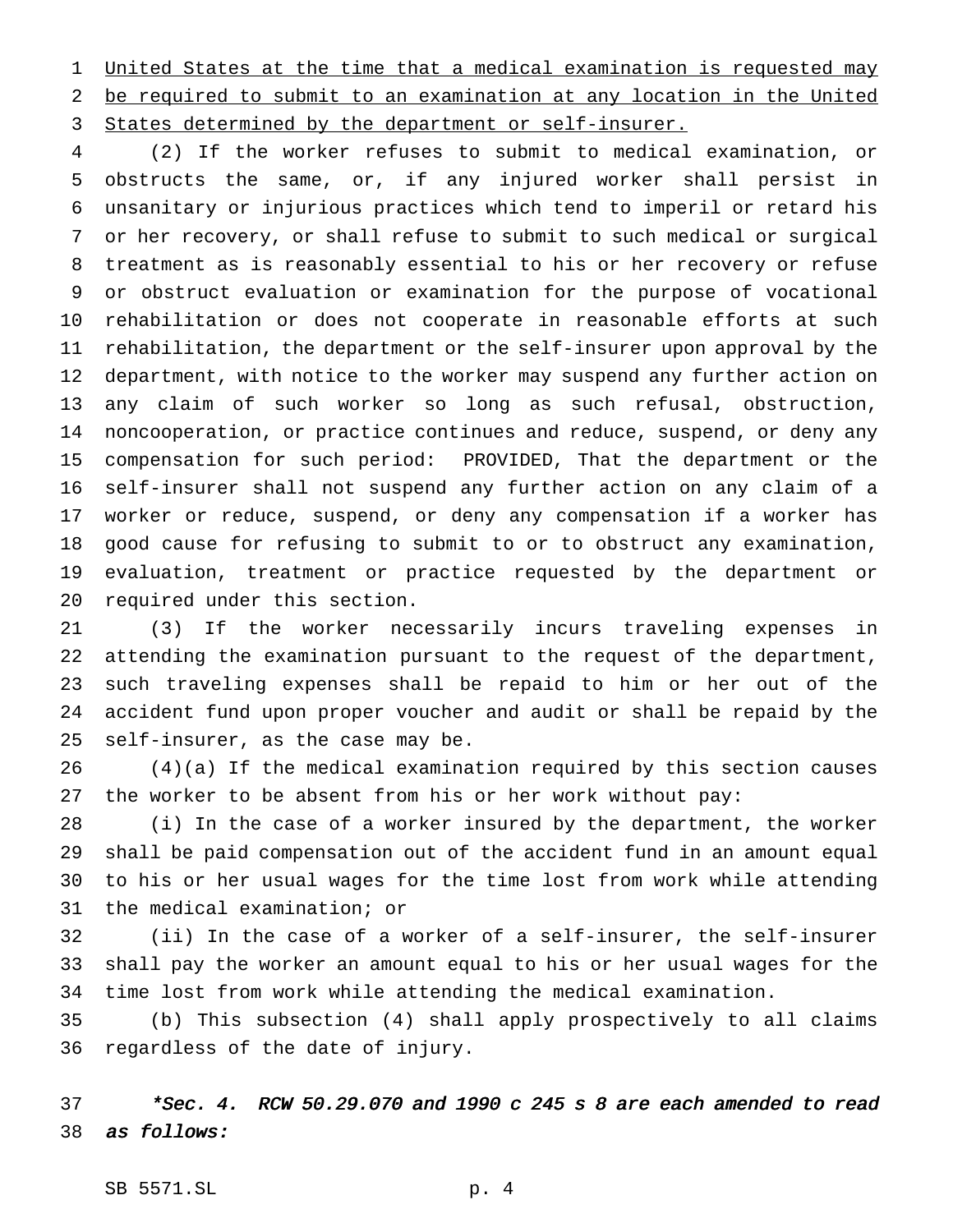United States at the time that a medical examination is requested may be required to submit to an examination at any location in the United States determined by the department or self-insurer.

(2) If the worker refuses to submit to medical examination, or obstructs the same, or, if any injured worker shall persist in unsanitary or injurious practices which tend to imperil or retard his or her recovery, or shall refuse to submit to such medical or surgical treatment as is reasonably essential to his or her recovery or refuse or obstruct evaluation or examination for the purpose of vocational rehabilitation or does not cooperate in reasonable efforts at such rehabilitation, the department or the self-insurer upon approval by the department, with notice to the worker may suspend any further action on any claim of such worker so long as such refusal, obstruction, noncooperation, or practice continues and reduce, suspend, or deny any compensation for such period: PROVIDED, That the department or the self-insurer shall not suspend any further action on any claim of a worker or reduce, suspend, or deny any compensation if a worker has good cause for refusing to submit to or to obstruct any examination, evaluation, treatment or practice requested by the department or required under this section.

(3) If the worker necessarily incurs traveling expenses in attending the examination pursuant to the request of the department, such traveling expenses shall be repaid to him or her out of the accident fund upon proper voucher and audit or shall be repaid by the self-insurer, as the case may be.

(4)(a) If the medical examination required by this section causes the worker to be absent from his or her work without pay:

(i) In the case of a worker insured by the department, the worker shall be paid compensation out of the accident fund in an amount equal to his or her usual wages for the time lost from work while attending the medical examination; or

(ii) In the case of a worker of a self-insurer, the self-insurer shall pay the worker an amount equal to his or her usual wages for the time lost from work while attending the medical examination.

(b) This subsection (4) shall apply prospectively to all claims regardless of the date of injury.

***Sec. 4. RCW 50.29.070 and 1990 c 245 s 8 are each amended to read as follows:***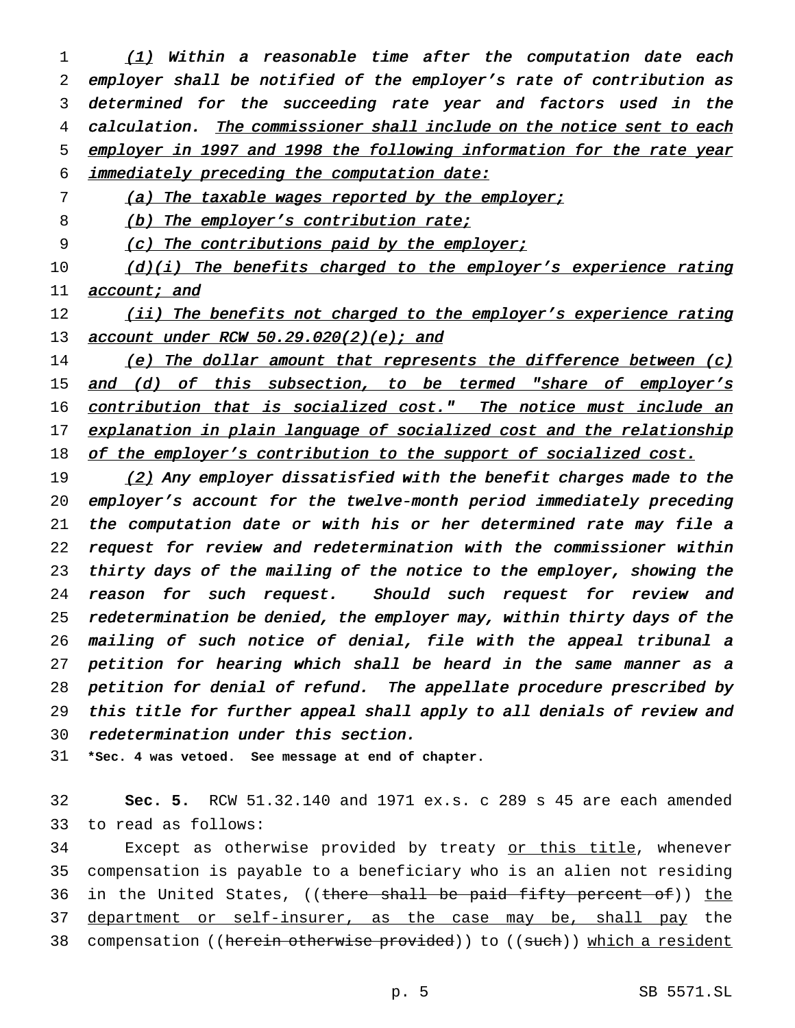*<u>(1)</u> Within a reasonable time after the computation date each employer shall be notified of the employer's rate of contribution as determined for the succeeding rate year and factors used in the calculation. <u>The commissioner shall include on the notice sent to each employer in 1997 and 1998 the following information for the rate year immediately preceding the computation date:</u>*

*<u>(a) The taxable wages reported by the employer;</u>*

*<u>(b) The employer's contribution rate;</u>*

*<u>(c) The contributions paid by the employer;</u>*

*<u>(d)(i) The benefits charged to the employer's experience rating account; and</u>*

*<u>(ii) The benefits not charged to the employer's experience rating account under RCW 50.29.020(2)(e); and</u>*

*<u>(e) The dollar amount that represents the difference between (c) and (d) of this subsection, to be termed "share of employer's contribution that is socialized cost." The notice must include an explanation in plain language of socialized cost and the relationship of the employer's contribution to the support of socialized cost.</u>*

*<u>(2)</u> Any employer dissatisfied with the benefit charges made to the employer's account for the twelve-month period immediately preceding the computation date or with his or her determined rate may file a request for review and redetermination with the commissioner within thirty days of the mailing of the notice to the employer, showing the reason for such request. Should such request for review and redetermination be denied, the employer may, within thirty days of the mailing of such notice of denial, file with the appeal tribunal a petition for hearing which shall be heard in the same manner as a petition for denial of refund. The appellate procedure prescribed by this title for further appeal shall apply to all denials of review and redetermination under this section.*

**\*Sec. 4 was vetoed. See message at end of chapter.**

**Sec. 5.** RCW 51.32.140 and 1971 ex.s. c 289 s 45 are each amended to read as follows:

Except as otherwise provided by treaty <u>or this title</u>, whenever compensation is payable to a beneficiary who is an alien not residing in the United States, ((~~there shall be paid fifty percent of~~)) <u>the department or self-insurer, as the case may be, shall pay</u> the compensation ((~~herein otherwise provided~~)) to ((~~such~~)) <u>which a resident</u>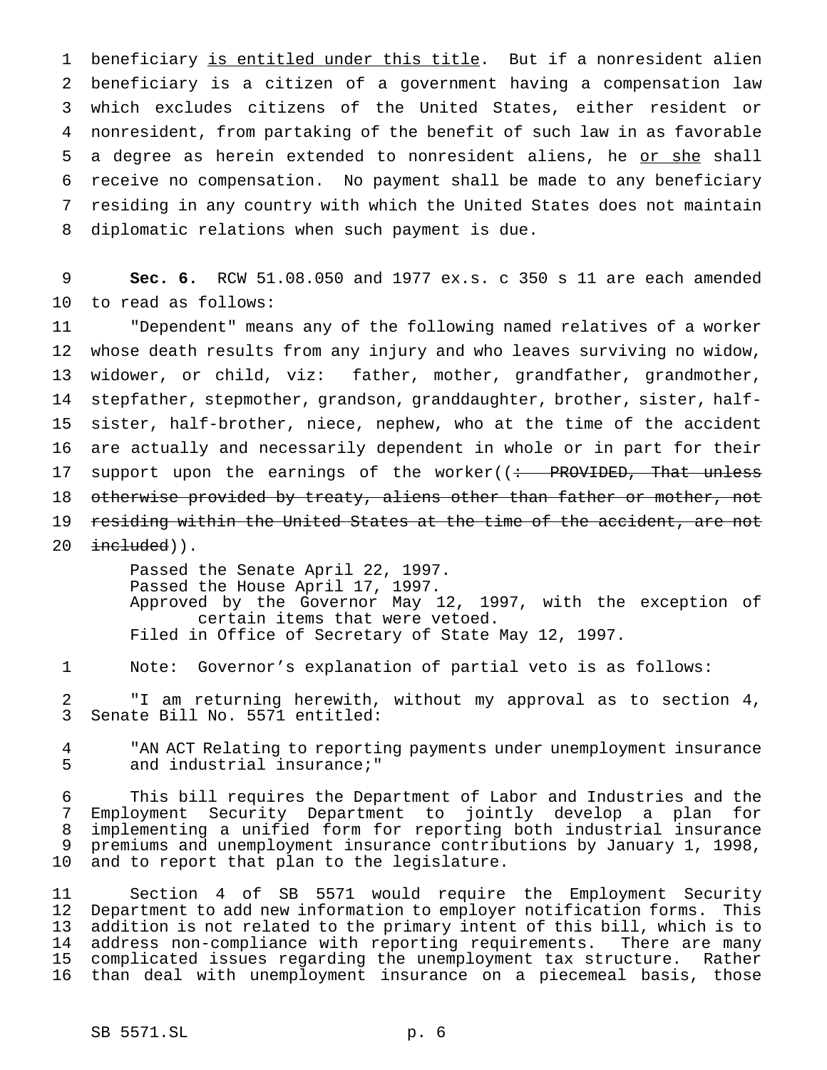beneficiary <u>is entitled under this title</u>. But if a nonresident alien beneficiary is a citizen of a government having a compensation law which excludes citizens of the United States, either resident or nonresident, from partaking of the benefit of such law in as favorable a degree as herein extended to nonresident aliens, he <u>or she</u> shall receive no compensation. No payment shall be made to any beneficiary residing in any country with which the United States does not maintain diplomatic relations when such payment is due.

**Sec. 6.** RCW 51.08.050 and 1977 ex.s. c 350 s 11 are each amended to read as follows:

"Dependent" means any of the following named relatives of a worker whose death results from any injury and who leaves surviving no widow, widower, or child, viz: father, mother, grandfather, grandmother, stepfather, stepmother, grandson, granddaughter, brother, sister, half-sister, half-brother, niece, nephew, who at the time of the accident are actually and necessarily dependent in whole or in part for their support upon the earnings of the worker((~~: PROVIDED, That unless otherwise provided by treaty, aliens other than father or mother, not residing within the United States at the time of the accident, are not included~~)).

Passed the Senate April 22, 1997.
Passed the House April 17, 1997.
Approved by the Governor May 12, 1997, with the exception of certain items that were vetoed.
Filed in Office of Secretary of State May 12, 1997.

Note: Governor's explanation of partial veto is as follows:

"I am returning herewith, without my approval as to section 4, Senate Bill No. 5571 entitled:

"AN ACT Relating to reporting payments under unemployment insurance and industrial insurance;"

This bill requires the Department of Labor and Industries and the Employment Security Department to jointly develop a plan for implementing a unified form for reporting both industrial insurance premiums and unemployment insurance contributions by January 1, 1998, and to report that plan to the legislature.

Section 4 of SB 5571 would require the Employment Security Department to add new information to employer notification forms. This addition is not related to the primary intent of this bill, which is to address non-compliance with reporting requirements. There are many complicated issues regarding the unemployment tax structure. Rather than deal with unemployment insurance on a piecemeal basis, those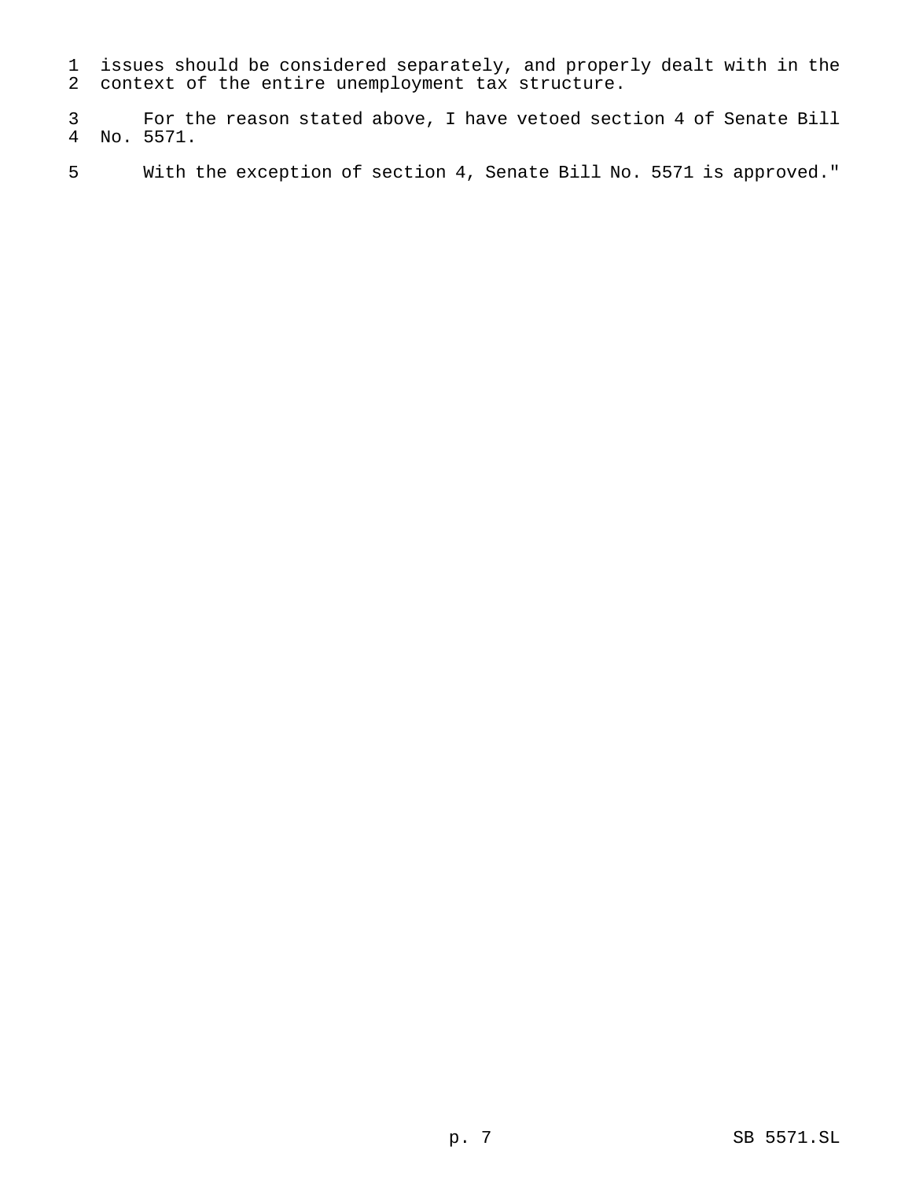issues should be considered separately, and properly dealt with in the context of the entire unemployment tax structure.

For the reason stated above, I have vetoed section 4 of Senate Bill No. 5571.

With the exception of section 4, Senate Bill No. 5571 is approved."